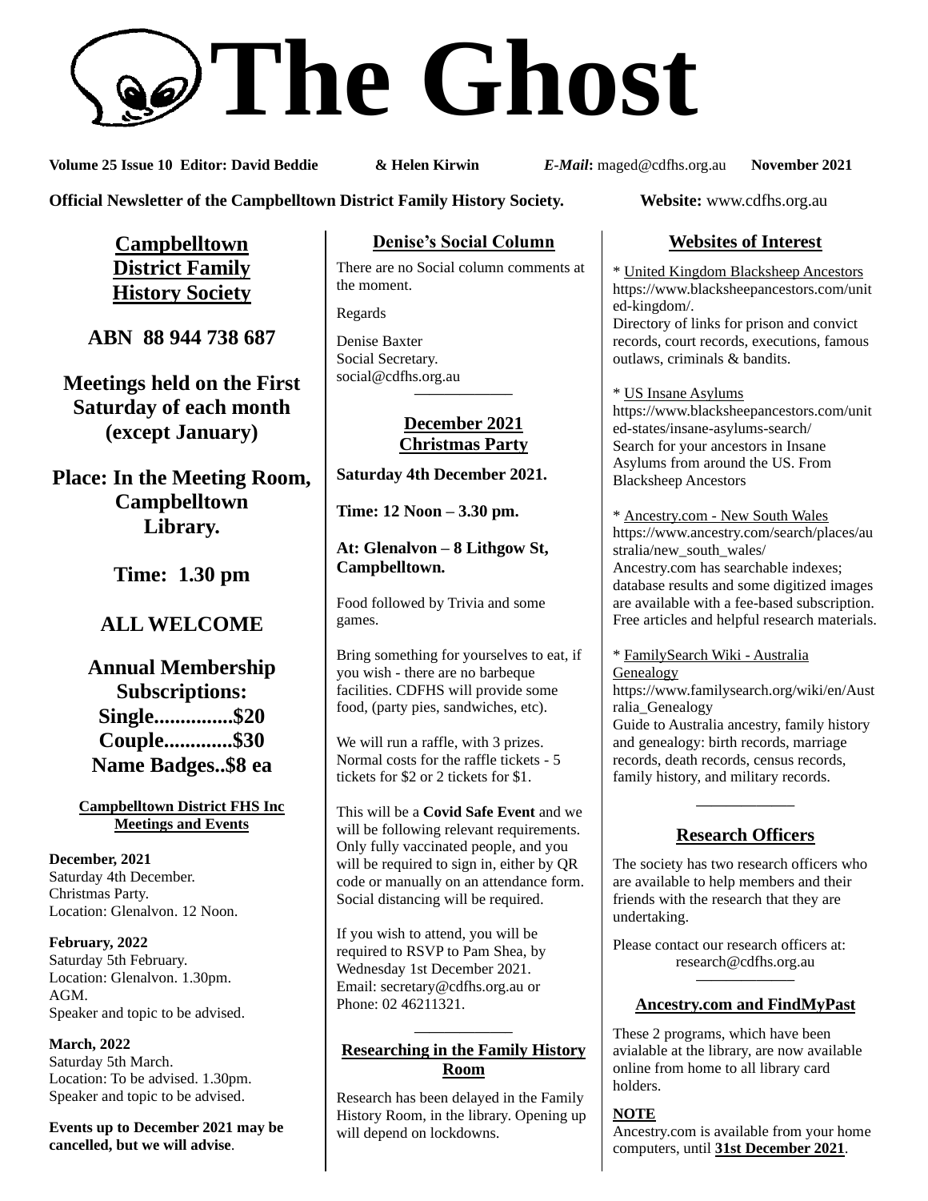# The Ghost

**Volume 25 Issue 10 Editor: David Beddie & Helen Kirwin** ***E-Mail*****:** maged@cdfhs.org.au **November 2021**

**Official Newsletter of the Campbelltown District Family History Society.** **Website:** www.cdfhs.org.au

## Campbelltown District Family History Society

**ABN 88 944 738 687**

**Meetings held on the First Saturday of each month (except January)**

**Place: In the Meeting Room, Campbelltown Library.**

**Time: 1.30 pm**

**ALL WELCOME**

**Annual Membership Subscriptions:**
**Single...............$20**
**Couple.............$30**
**Name Badges..$8 ea**

### Campbelltown District FHS Inc Meetings and Events

**December, 2021**
Saturday 4th December.
Christmas Party.
Location: Glenalvon. 12 Noon.

**February, 2022**
Saturday 5th February.
Location: Glenalvon. 1.30pm.
AGM.
Speaker and topic to be advised.

**March, 2022**
Saturday 5th March.
Location: To be advised. 1.30pm.
Speaker and topic to be advised.

**Events up to December 2021 may be cancelled, but we will advise**.

## Denise's Social Column

There are no Social column comments at the moment.

Regards

Denise Baxter
Social Secretary.
social@cdfhs.org.au

## December 2021 Christmas Party

**Saturday 4th December 2021.**

**Time: 12 Noon – 3.30 pm.**

**At: Glenalvon – 8 Lithgow St, Campbelltown.**

Food followed by Trivia and some games.

Bring something for yourselves to eat, if you wish - there are no barbeque facilities. CDFHS will provide some food, (party pies, sandwiches, etc).

We will run a raffle, with 3 prizes. Normal costs for the raffle tickets - 5 tickets for $2 or 2 tickets for $1.

This will be a **Covid Safe Event** and we will be following relevant requirements. Only fully vaccinated people, and you will be required to sign in, either by QR code or manually on an attendance form. Social distancing will be required.

If you wish to attend, you will be required to RSVP to Pam Shea, by Wednesday 1st December 2021.
Email: secretary@cdfhs.org.au or
Phone: 02 46211321.

## Researching in the Family History Room

Research has been delayed in the Family History Room, in the library. Opening up will depend on lockdowns.

## Websites of Interest

\* United Kingdom Blacksheep Ancestors
https://www.blacksheepancestors.com/united-kingdom/.
Directory of links for prison and convict records, court records, executions, famous outlaws, criminals & bandits.

\* US Insane Asylums
https://www.blacksheepancestors.com/united-states/insane-asylums-search/
Search for your ancestors in Insane Asylums from around the US. From Blacksheep Ancestors

\* Ancestry.com - New South Wales
https://www.ancestry.com/search/places/australia/new_south_wales/
Ancestry.com has searchable indexes; database results and some digitized images are available with a fee-based subscription. Free articles and helpful research materials.

\* FamilySearch Wiki - Australia Genealogy
https://www.familysearch.org/wiki/en/Australia_Genealogy
Guide to Australia ancestry, family history and genealogy: birth records, marriage records, death records, census records, family history, and military records.

## Research Officers

The society has two research officers who are available to help members and their friends with the research that they are undertaking.

Please contact our research officers at:
research@cdfhs.org.au

## Ancestry.com and FindMyPast

These 2 programs, which have been avialable at the library, are now available online from home to all library card holders.

**NOTE**
Ancestry.com is available from your home computers, until **31st December 2021**.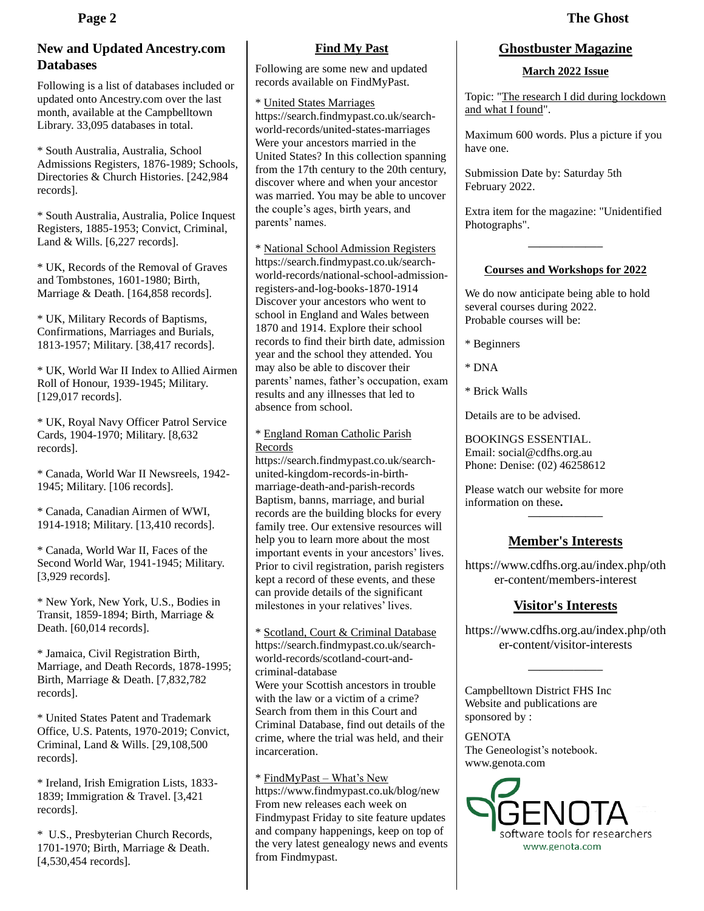## New and Updated Ancestry.com Databases

Following is a list of databases included or updated onto Ancestry.com over the last month, available at the Campbelltown Library. 33,095 databases in total.

* South Australia, Australia, School Admissions Registers, 1876-1989; Schools, Directories & Church Histories. [242,984 records].

* South Australia, Australia, Police Inquest Registers, 1885-1953; Convict, Criminal, Land & Wills. [6,227 records].

* UK, Records of the Removal of Graves and Tombstones, 1601-1980; Birth, Marriage & Death. [164,858 records].

* UK, Military Records of Baptisms, Confirmations, Marriages and Burials, 1813-1957; Military. [38,417 records].

* UK, World War II Index to Allied Airmen Roll of Honour, 1939-1945; Military. [129,017 records].

* UK, Royal Navy Officer Patrol Service Cards, 1904-1970; Military. [8,632 records].

* Canada, World War II Newsreels, 1942-1945; Military. [106 records].

* Canada, Canadian Airmen of WWI, 1914-1918; Military. [13,410 records].

* Canada, World War II, Faces of the Second World War, 1941-1945; Military. [3,929 records].

* New York, New York, U.S., Bodies in Transit, 1859-1894; Birth, Marriage & Death. [60,014 records].

* Jamaica, Civil Registration Birth, Marriage, and Death Records, 1878-1995; Birth, Marriage & Death. [7,832,782 records].

* United States Patent and Trademark Office, U.S. Patents, 1970-2019; Convict, Criminal, Land & Wills. [29,108,500 records].

* Ireland, Irish Emigration Lists, 1833-1839; Immigration & Travel. [3,421 records].

* U.S., Presbyterian Church Records, 1701-1970; Birth, Marriage & Death. [4,530,454 records].

## Find My Past

Following are some new and updated records available on FindMyPast.

* United States Marriages
https://search.findmypast.co.uk/search-world-records/united-states-marriages
Were your ancestors married in the United States? In this collection spanning from the 17th century to the 20th century, discover where and when your ancestor was married. You may be able to uncover the couple's ages, birth years, and parents' names.

* National School Admission Registers
https://search.findmypast.co.uk/search-world-records/national-school-admission-registers-and-log-books-1870-1914
Discover your ancestors who went to school in England and Wales between 1870 and 1914. Explore their school records to find their birth date, admission year and the school they attended. You may also be able to discover their parents' names, father's occupation, exam results and any illnesses that led to absence from school.

* England Roman Catholic Parish Records
https://search.findmypast.co.uk/search-united-kingdom-records-in-birth-marriage-death-and-parish-records
Baptism, banns, marriage, and burial records are the building blocks for every family tree. Our extensive resources will help you to learn more about the most important events in your ancestors' lives. Prior to civil registration, parish registers kept a record of these events, and these can provide details of the significant milestones in your relatives' lives.

* Scotland, Court & Criminal Database
https://search.findmypast.co.uk/search-world-records/scotland-court-and-criminal-database
Were your Scottish ancestors in trouble with the law or a victim of a crime? Search from them in this Court and Criminal Database, find out details of the crime, where the trial was held, and their incarceration.

* FindMyPast – What's New
https://www.findmypast.co.uk/blog/new
From new releases each week on Findmypast Friday to site feature updates and company happenings, keep on top of the very latest genealogy news and events from Findmypast.

## Ghostbuster Magazine

### March 2022 Issue

Topic: "The research I did during lockdown and what I found".

Maximum 600 words. Plus a picture if you have one.

Submission Date by: Saturday 5th February 2022.

Extra item for the magazine: "Unidentified Photographs".

---

### Courses and Workshops for 2022

We do now anticipate being able to hold several courses during 2022.
Probable courses will be:

* Beginners

* DNA

* Brick Walls

Details are to be advised.

BOOKINGS ESSENTIAL.
Email: social@cdfhs.org.au
Phone: Denise: (02) 46258612

Please watch our website for more information on these**.**

---

## Member's Interests

https://www.cdfhs.org.au/index.php/other-content/members-interest

## Visitor's Interests

https://www.cdfhs.org.au/index.php/other-content/visitor-interests

---

Campbelltown District FHS Inc
Website and publications are sponsored by :

GENOTA
The Geneologist's notebook.
www.genota.com

GENOTA
software tools for researchers
www.genota.com